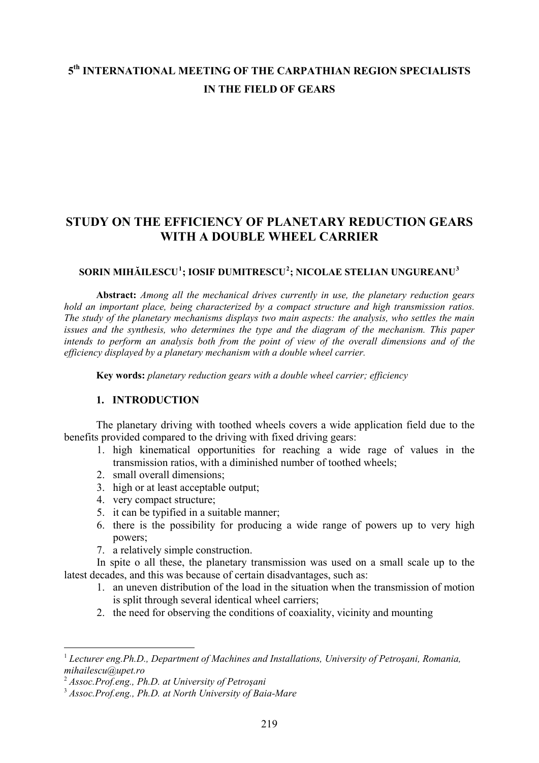**5th INTERNATIONAL MEETING OF THE CARPATHIAN REGION SPECIALISTS IN THE FIELD OF GEARS**

# STUDY ON THE EFFICIENCY OF PLANETARY REDUCTION GEARS WITH A DOUBLE WHEEL CARRIER

**SORIN MIHĂILESCU[1]; IOSIF DUMITRESCU[2]; NICOLAE STELIAN UNGUREANU[3]**

**Abstract:** *Among all the mechanical drives currently in use, the planetary reduction gears hold an important place, being characterized by a compact structure and high transmission ratios. The study of the planetary mechanisms displays two main aspects: the analysis, who settles the main issues and the synthesis, who determines the type and the diagram of the mechanism. This paper intends to perform an analysis both from the point of view of the overall dimensions and of the efficiency displayed by a planetary mechanism with a double wheel carrier.*

**Key words:** *planetary reduction gears with a double wheel carrier; efficiency*

## 1. INTRODUCTION

The planetary driving with toothed wheels covers a wide application field due to the benefits provided compared to the driving with fixed driving gears:

1. high kinematical opportunities for reaching a wide rage of values in the transmission ratios, with a diminished number of toothed wheels;
2. small overall dimensions;
3. high or at least acceptable output;
4. very compact structure;
5. it can be typified in a suitable manner;
6. there is the possibility for producing a wide range of powers up to very high powers;
7. a relatively simple construction.

In spite o all these, the planetary transmission was used on a small scale up to the latest decades, and this was because of certain disadvantages, such as:

1. an uneven distribution of the load in the situation when the transmission of motion is split through several identical wheel carriers;
2. the need for observing the conditions of coaxiality, vicinity and mounting

---

[1] *Lecturer eng.Ph.D., Department of Machines and Installations, University of Petroşani, Romania, mihailescu@upet.ro*

[2] *Assoc.Prof.eng., Ph.D. at University of Petroşani*

[3] *Assoc.Prof.eng., Ph.D. at North University of Baia-Mare*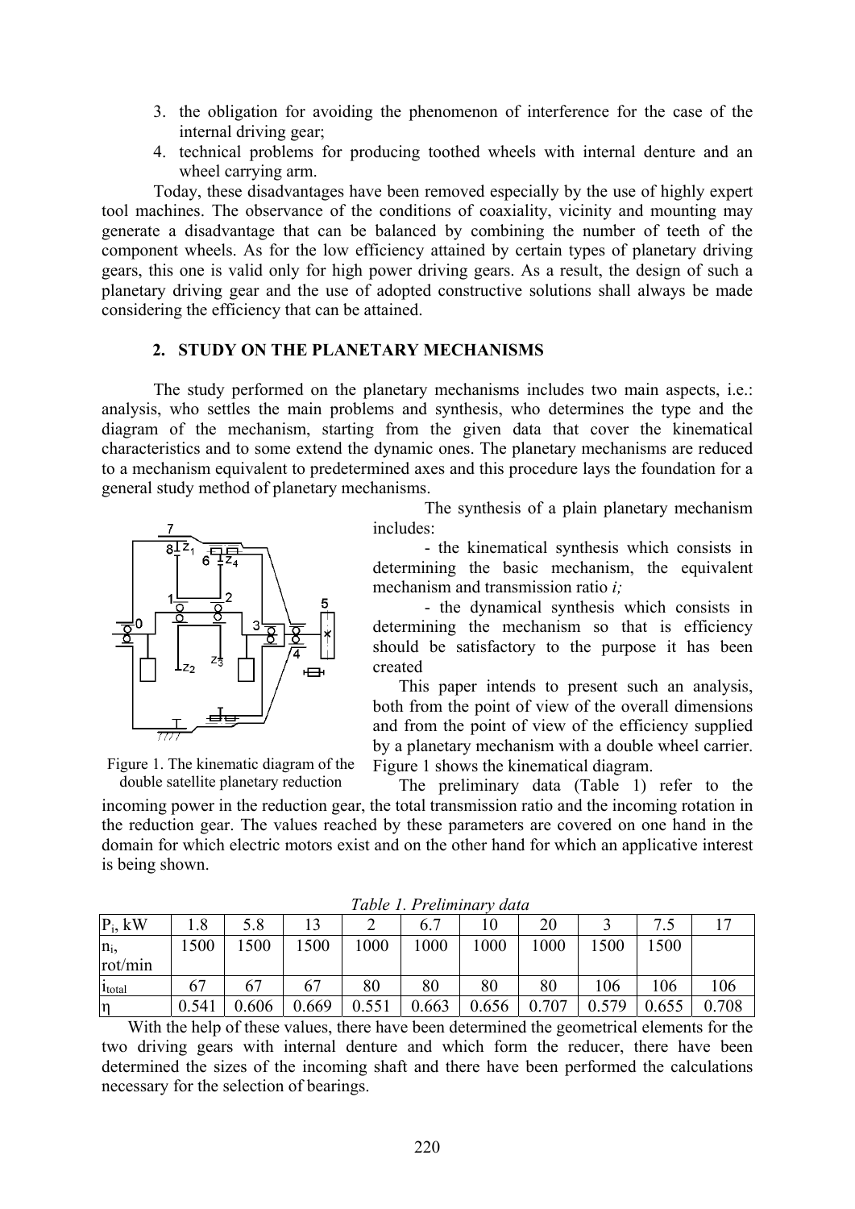3. the obligation for avoiding the phenomenon of interference for the case of the internal driving gear;
4. technical problems for producing toothed wheels with internal denture and an wheel carrying arm.

Today, these disadvantages have been removed especially by the use of highly expert tool machines. The observance of the conditions of coaxiality, vicinity and mounting may generate a disadvantage that can be balanced by combining the number of teeth of the component wheels. As for the low efficiency attained by certain types of planetary driving gears, this one is valid only for high power driving gears. As a result, the design of such a planetary driving gear and the use of adopted constructive solutions shall always be made considering the efficiency that can be attained.

## 2. STUDY ON THE PLANETARY MECHANISMS

The study performed on the planetary mechanisms includes two main aspects, i.e.: analysis, who settles the main problems and synthesis, who determines the type and the diagram of the mechanism, starting from the given data that cover the kinematical characteristics and to some extend the dynamic ones. The planetary mechanisms are reduced to a mechanism equivalent to predetermined axes and this procedure lays the foundation for a general study method of planetary mechanisms.

The synthesis of a plain planetary mechanism includes:

- the kinematical synthesis which consists in determining the basic mechanism, the equivalent mechanism and transmission ratio *i;*
- the dynamical synthesis which consists in determining the mechanism so that is efficiency should be satisfactory to the purpose it has been created

This paper intends to present such an analysis, both from the point of view of the overall dimensions and from the point of view of the efficiency supplied by a planetary mechanism with a double wheel carrier. Figure 1 shows the kinematical diagram.

Figure 1. The kinematic diagram of the double satellite planetary reduction

The preliminary data (Table 1) refer to the incoming power in the reduction gear, the total transmission ratio and the incoming rotation in the reduction gear. The values reached by these parameters are covered on one hand in the domain for which electric motors exist and on the other hand for which an applicative interest is being shown.

*Table 1. Preliminary data*

| $P_i$, kW | 1.8 | 5.8 | 13 | 2 | 6.7 | 10 | 20 | 3 | 7.5 | 17 |
|---|---|---|---|---|---|---|---|---|---|---|
| $n_i$, rot/min | 1500 | 1500 | 1500 | 1000 | 1000 | 1000 | 1000 | 1500 | 1500 | |
| $i_{total}$ | 67 | 67 | 67 | 80 | 80 | 80 | 80 | 106 | 106 | 106 |
| $\eta$ | 0.541 | 0.606 | 0.669 | 0.551 | 0.663 | 0.656 | 0.707 | 0.579 | 0.655 | 0.708 |

With the help of these values, there have been determined the geometrical elements for the two driving gears with internal denture and which form the reducer, there have been determined the sizes of the incoming shaft and there have been performed the calculations necessary for the selection of bearings.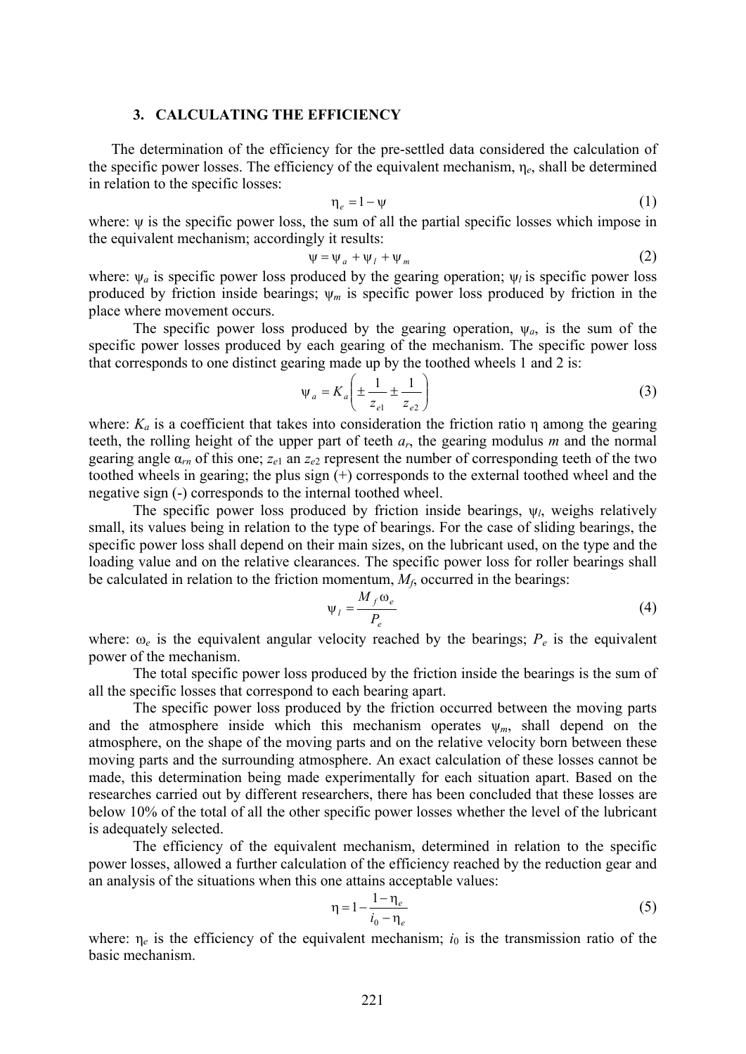## 3. CALCULATING THE EFFICIENCY

The determination of the efficiency for the pre-settled data considered the calculation of the specific power losses. The efficiency of the equivalent mechanism, $\eta_e$, shall be determined in relation to the specific losses:

$$\eta_e = 1 - \psi \tag{1}$$

where: $\psi$ is the specific power loss, the sum of all the partial specific losses which impose in the equivalent mechanism; accordingly it results:

$$\psi = \psi_a + \psi_l + \psi_m \tag{2}$$

where: $\psi_a$ is specific power loss produced by the gearing operation; $\psi_l$ is specific power loss produced by friction inside bearings; $\psi_m$ is specific power loss produced by friction in the place where movement occurs.

The specific power loss produced by the gearing operation, $\psi_a$, is the sum of the specific power losses produced by each gearing of the mechanism. The specific power loss that corresponds to one distinct gearing made up by the toothed wheels 1 and 2 is:

$$\psi_a = K_a \left( \pm \frac{1}{z_{e1}} \pm \frac{1}{z_{e2}} \right) \tag{3}$$

where: $K_a$ is a coefficient that takes into consideration the friction ratio $\eta$ among the gearing teeth, the rolling height of the upper part of teeth $a_r$, the gearing modulus $m$ and the normal gearing angle $\alpha_{rn}$ of this one; $z_{e1}$ an $z_{e2}$ represent the number of corresponding teeth of the two toothed wheels in gearing; the plus sign (+) corresponds to the external toothed wheel and the negative sign (-) corresponds to the internal toothed wheel.

The specific power loss produced by friction inside bearings, $\psi_l$, weighs relatively small, its values being in relation to the type of bearings. For the case of sliding bearings, the specific power loss shall depend on their main sizes, on the lubricant used, on the type and the loading value and on the relative clearances. The specific power loss for roller bearings shall be calculated in relation to the friction momentum, $M_f$, occurred in the bearings:

$$\psi_l = \frac{M_f \omega_e}{P_e} \tag{4}$$

where: $\omega_e$ is the equivalent angular velocity reached by the bearings; $P_e$ is the equivalent power of the mechanism.

The total specific power loss produced by the friction inside the bearings is the sum of all the specific losses that correspond to each bearing apart.

The specific power loss produced by the friction occurred between the moving parts and the atmosphere inside which this mechanism operates $\psi_m$, shall depend on the atmosphere, on the shape of the moving parts and on the relative velocity born between these moving parts and the surrounding atmosphere. An exact calculation of these losses cannot be made, this determination being made experimentally for each situation apart. Based on the researches carried out by different researchers, there has been concluded that these losses are below 10% of the total of all the other specific power losses whether the level of the lubricant is adequately selected.

The efficiency of the equivalent mechanism, determined in relation to the specific power losses, allowed a further calculation of the efficiency reached by the reduction gear and an analysis of the situations when this one attains acceptable values:

$$\eta = 1 - \frac{1 - \eta_e}{i_0 - \eta_e} \tag{5}$$

where: $\eta_e$ is the efficiency of the equivalent mechanism; $i_0$ is the transmission ratio of the basic mechanism.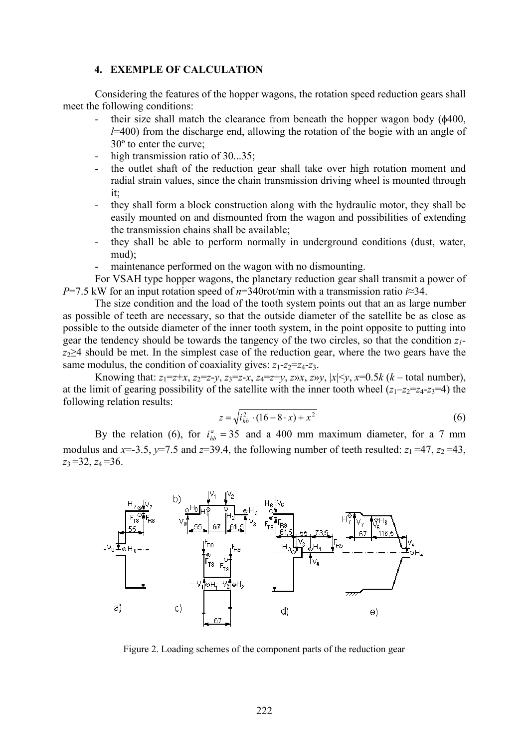### 4. EXEMPLE OF CALCULATION

Considering the features of the hopper wagons, the rotation speed reduction gears shall meet the following conditions:

- their size shall match the clearance from beneath the hopper wagon body (ϕ400, $l$=400) from the discharge end, allowing the rotation of the bogie with an angle of 30º to enter the curve;
- high transmission ratio of 30...35;
- the outlet shaft of the reduction gear shall take over high rotation moment and radial strain values, since the chain transmission driving wheel is mounted through it;
- they shall form a block construction along with the hydraulic motor, they shall be easily mounted on and dismounted from the wagon and possibilities of extending the transmission chains shall be available;
- they shall be able to perform normally in underground conditions (dust, water, mud);
- maintenance performed on the wagon with no dismounting.

For VSAH type hopper wagons, the planetary reduction gear shall transmit a power of $P$=7.5 kW for an input rotation speed of $n$=340rot/min with a transmission ratio $i$≈34.

The size condition and the load of the tooth system points out that an as large number as possible of teeth are necessary, so that the outside diameter of the satellite be as close as possible to the outside diameter of the inner tooth system, in the point opposite to putting into gear the tendency should be towards the tangency of the two circles, so that the condition $z_1$-$z_2$≥4 should be met. In the simplest case of the reduction gear, where the two gears have the same modulus, the condition of coaxiality gives: $z_1$-$z_2$=$z_4$-$z_3$.

Knowing that: $z_1=z+x$, $z_2=z-y$, $z_3=z-x$, $z_4=z+y$, $z»x$, $z»y$, $|x|<y$, $x=0.5k$ ($k$ – total number), at the limit of gearing possibility of the satellite with the inner tooth wheel ($z_1$–$z_2$=$z_4$-$z_3$=4) the following relation results:

$$z = \sqrt{i_{hb}^2 \cdot (16 - 8 \cdot x) + x^2} \tag{6}$$

By the relation (6), for $i_{hb}^a = 35$ and a 400 mm maximum diameter, for a 7 mm modulus and $x$=-3.5, $y$=7.5 and $z$=39.4, the following number of teeth resulted: $z_1$ =47, $z_2$ =43, $z_3$ =32, $z_4$ =36.

Figure 2. Loading schemes of the component parts of the reduction gear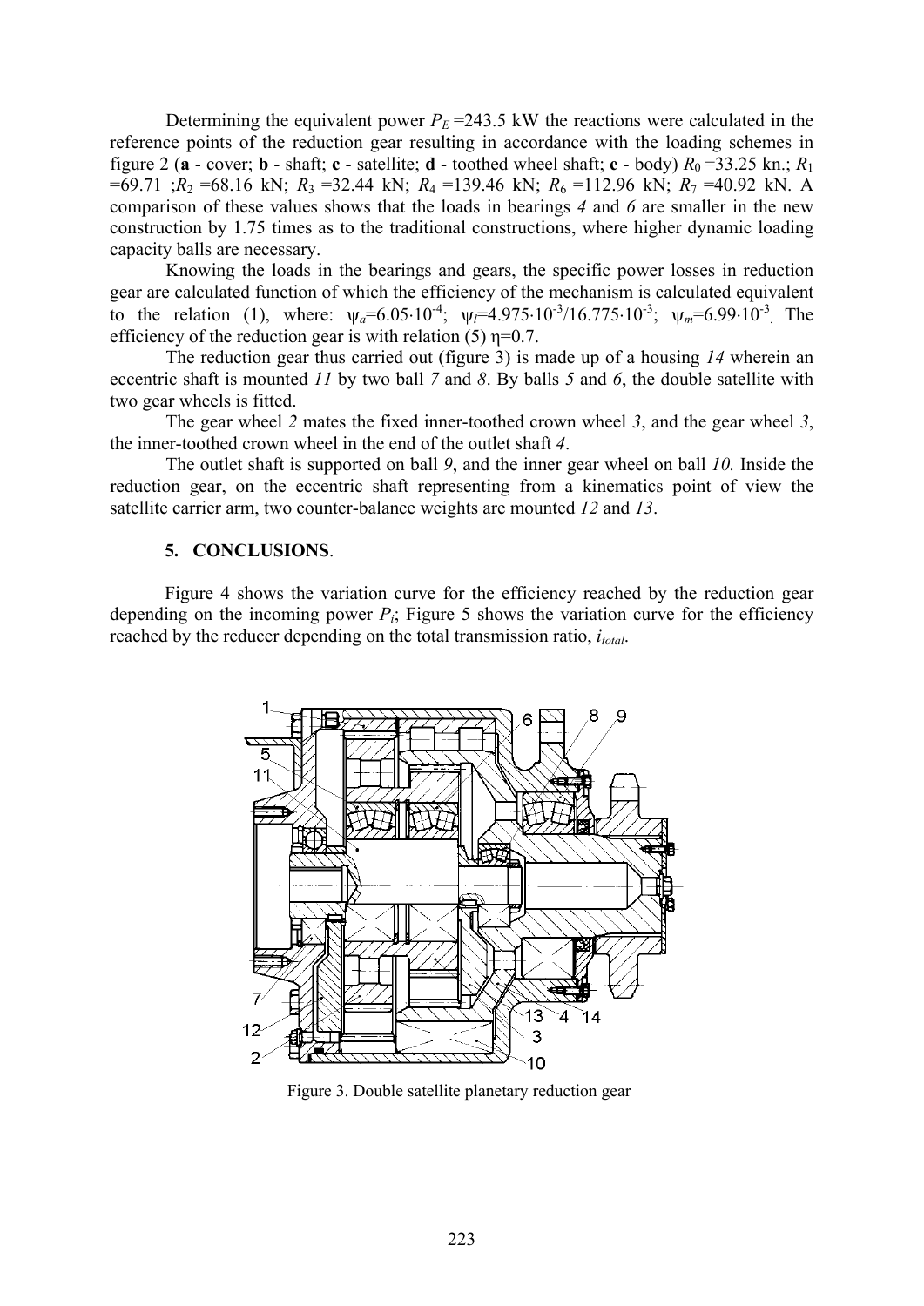Determining the equivalent power $P_E$ =243.5 kW the reactions were calculated in the reference points of the reduction gear resulting in accordance with the loading schemes in figure 2 (**a** - cover; **b** - shaft; **c** - satellite; **d** - toothed wheel shaft; **e** - body) $R_0$ =33.25 kn.; $R_1$ =69.71 ;$R_2$ =68.16 kN; $R_3$ =32.44 kN; $R_4$ =139.46 kN; $R_6$ =112.96 kN; $R_7$ =40.92 kN. A comparison of these values shows that the loads in bearings *4* and *6* are smaller in the new construction by 1.75 times as to the traditional constructions, where higher dynamic loading capacity balls are necessary.

Knowing the loads in the bearings and gears, the specific power losses in reduction gear are calculated function of which the efficiency of the mechanism is calculated equivalent to the relation (1), where: $\psi_a$=$6.05\cdot10^{-4}$; $\psi_l$=$4.975\cdot10^{-3}$/$16.775\cdot10^{-3}$; $\psi_m$=$6.99\cdot10^{-3}$. The efficiency of the reduction gear is with relation (5) η=0.7.

The reduction gear thus carried out (figure 3) is made up of a housing *14* wherein an eccentric shaft is mounted *11* by two ball *7* and *8*. By balls *5* and *6*, the double satellite with two gear wheels is fitted.

The gear wheel *2* mates the fixed inner-toothed crown wheel *3*, and the gear wheel *3*, the inner-toothed crown wheel in the end of the outlet shaft *4*.

The outlet shaft is supported on ball *9*, and the inner gear wheel on ball *10.* Inside the reduction gear, on the eccentric shaft representing from a kinematics point of view the satellite carrier arm, two counter-balance weights are mounted *12* and *13*.

## 5. CONCLUSIONS.

Figure 4 shows the variation curve for the efficiency reached by the reduction gear depending on the incoming power $P_i$; Figure 5 shows the variation curve for the efficiency reached by the reducer depending on the total transmission ratio, $i_{total}$.

Figure 3. Double satellite planetary reduction gear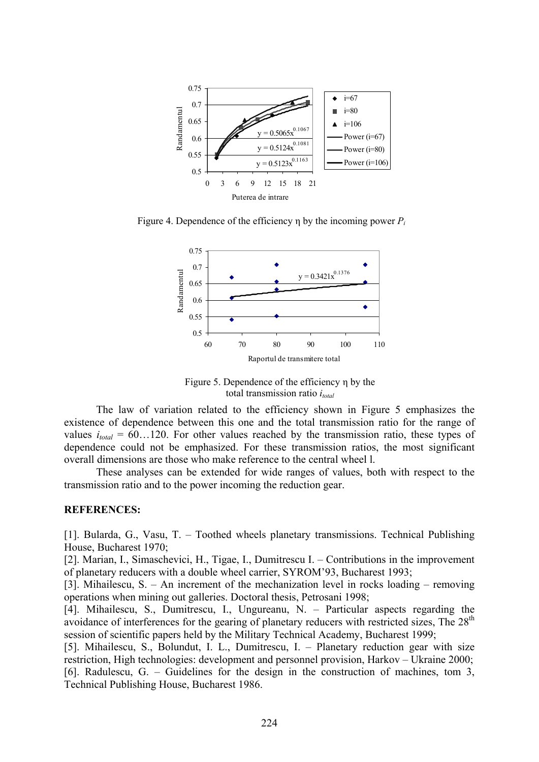0.75
0.7
0.65
0.6
0.55
0.5

Randamentul

0 3 6 9 12 15 18 21

Puterea de intrare

$y = 0.5065x^{0.1067}$

$y = 0.5124x^{0.1081}$

$y = 0.5123x^{0.1163}$

i=67
i=80
i=106
Power (i=67)
Power (i=80)
Power (i=106)

Figure 4. Dependence of the efficiency η by the incoming power $P_i$

0.75
0.7
0.65
0.6
0.55
0.5

Randamentul

60 70 80 90 100 110

Raportul de transmitere total

$y = 0.3421x^{0.1376}$

Figure 5. Dependence of the efficiency η by the total transmission ratio $i_{total}$

The law of variation related to the efficiency shown in Figure 5 emphasizes the existence of dependence between this one and the total transmission ratio for the range of values $i_{total}$ = 60…120. For other values reached by the transmission ratio, these types of dependence could not be emphasized. For these transmission ratios, the most significant overall dimensions are those who make reference to the central wheel l.

These analyses can be extended for wide ranges of values, both with respect to the transmission ratio and to the power incoming the reduction gear.

## REFERENCES:

[1]. Bularda, G., Vasu, T. – Toothed wheels planetary transmissions. Technical Publishing House, Bucharest 1970;

[2]. Marian, I., Simaschevici, H., Tigae, I., Dumitrescu I. – Contributions in the improvement of planetary reducers with a double wheel carrier, SYROM'93, Bucharest 1993;

[3]. Mihailescu, S. – An increment of the mechanization level in rocks loading – removing operations when mining out galleries. Doctoral thesis, Petrosani 1998;

[4]. Mihailescu, S., Dumitrescu, I., Ungureanu, N. – Particular aspects regarding the avoidance of interferences for the gearing of planetary reducers with restricted sizes, The 28th session of scientific papers held by the Military Technical Academy, Bucharest 1999;

[5]. Mihailescu, S., Bolundut, I. L., Dumitrescu, I. – Planetary reduction gear with size restriction, High technologies: development and personnel provision, Harkov – Ukraine 2000;

[6]. Radulescu, G. – Guidelines for the design in the construction of machines, tom 3, Technical Publishing House, Bucharest 1986.